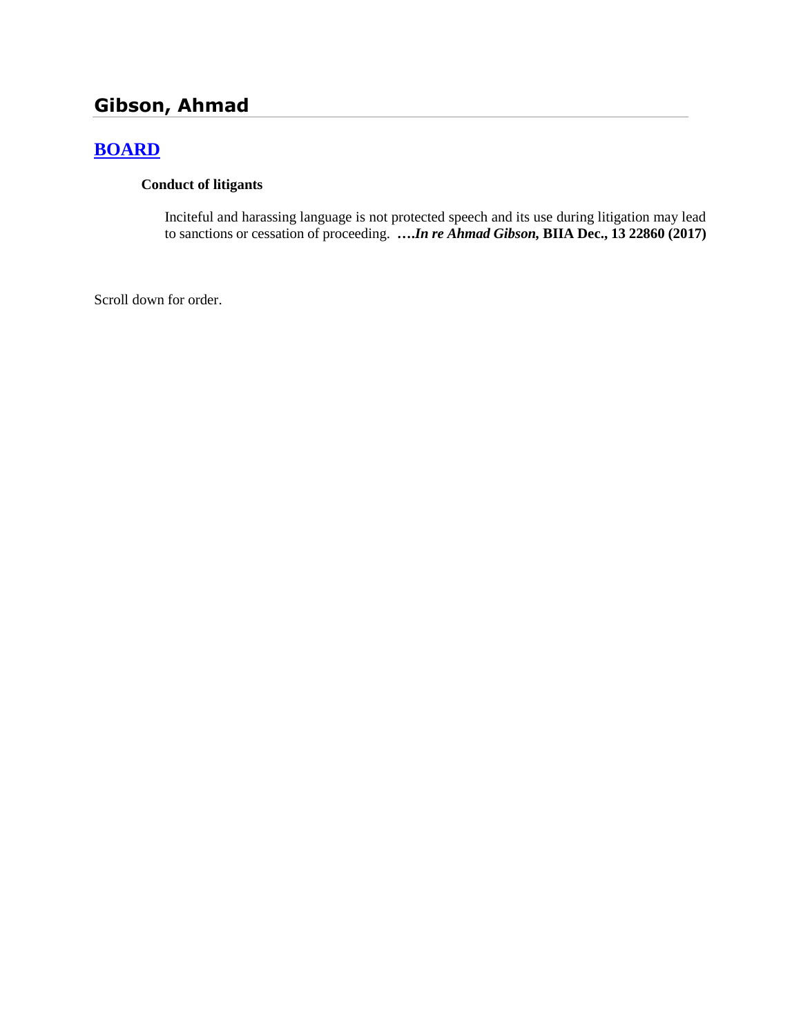# Gibson, Ahmad

## BOARD

### Conduct of litigants

Inciteful and harassing language is not protected speech and its use during litigation may lead to sanctions or cessation of proceeding. **….*In re Ahmad Gibson,* BIIA Dec., 13 22860 (2017)**

Scroll down for order.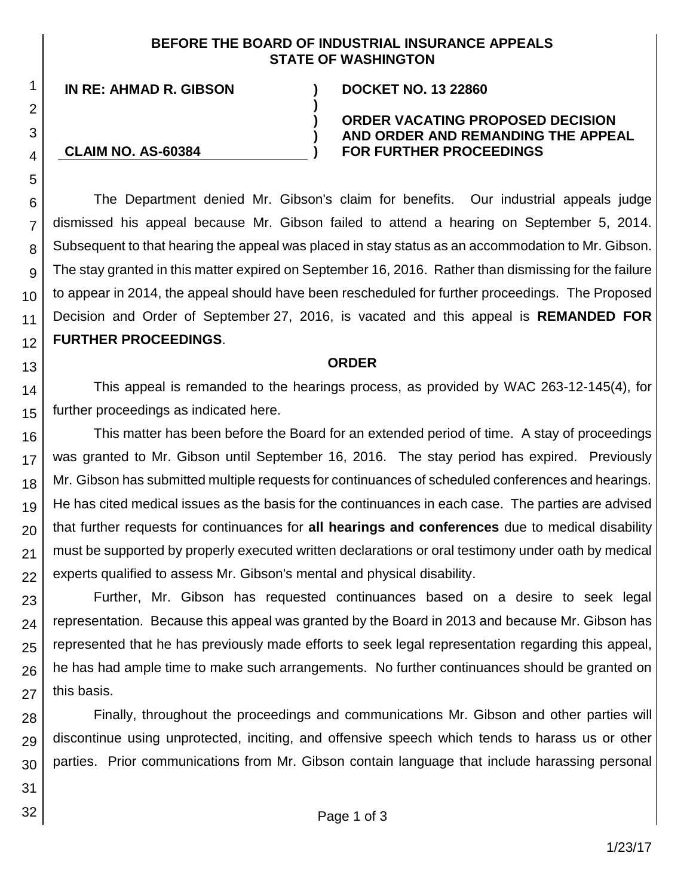**BEFORE THE BOARD OF INDUSTRIAL INSURANCE APPEALS**
**STATE OF WASHINGTON**

| | | |
|---|---|---|
| **IN RE: AHMAD R. GIBSON** | **)** | **DOCKET NO. 13 22860** |
| | **)** | |
| | **)** | **ORDER VACATING PROPOSED DECISION** |
| | **)** | **AND ORDER AND REMANDING THE APPEAL** |
| **CLAIM NO. AS-60384** | **)** | **FOR FURTHER PROCEEDINGS** |

The Department denied Mr. Gibson's claim for benefits. Our industrial appeals judge dismissed his appeal because Mr. Gibson failed to attend a hearing on September 5, 2014. Subsequent to that hearing the appeal was placed in stay status as an accommodation to Mr. Gibson. The stay granted in this matter expired on September 16, 2016. Rather than dismissing for the failure to appear in 2014, the appeal should have been rescheduled for further proceedings. The Proposed Decision and Order of September 27, 2016, is vacated and this appeal is **REMANDED FOR FURTHER PROCEEDINGS**.

**ORDER**

This appeal is remanded to the hearings process, as provided by WAC 263-12-145(4), for further proceedings as indicated here.

This matter has been before the Board for an extended period of time. A stay of proceedings was granted to Mr. Gibson until September 16, 2016. The stay period has expired. Previously Mr. Gibson has submitted multiple requests for continuances of scheduled conferences and hearings. He has cited medical issues as the basis for the continuances in each case. The parties are advised that further requests for continuances for **all hearings and conferences** due to medical disability must be supported by properly executed written declarations or oral testimony under oath by medical experts qualified to assess Mr. Gibson's mental and physical disability.

Further, Mr. Gibson has requested continuances based on a desire to seek legal representation. Because this appeal was granted by the Board in 2013 and because Mr. Gibson has represented that he has previously made efforts to seek legal representation regarding this appeal, he has had ample time to make such arrangements. No further continuances should be granted on this basis.

Finally, throughout the proceedings and communications Mr. Gibson and other parties will discontinue using unprotected, inciting, and offensive speech which tends to harass us or other parties. Prior communications from Mr. Gibson contain language that include harassing personal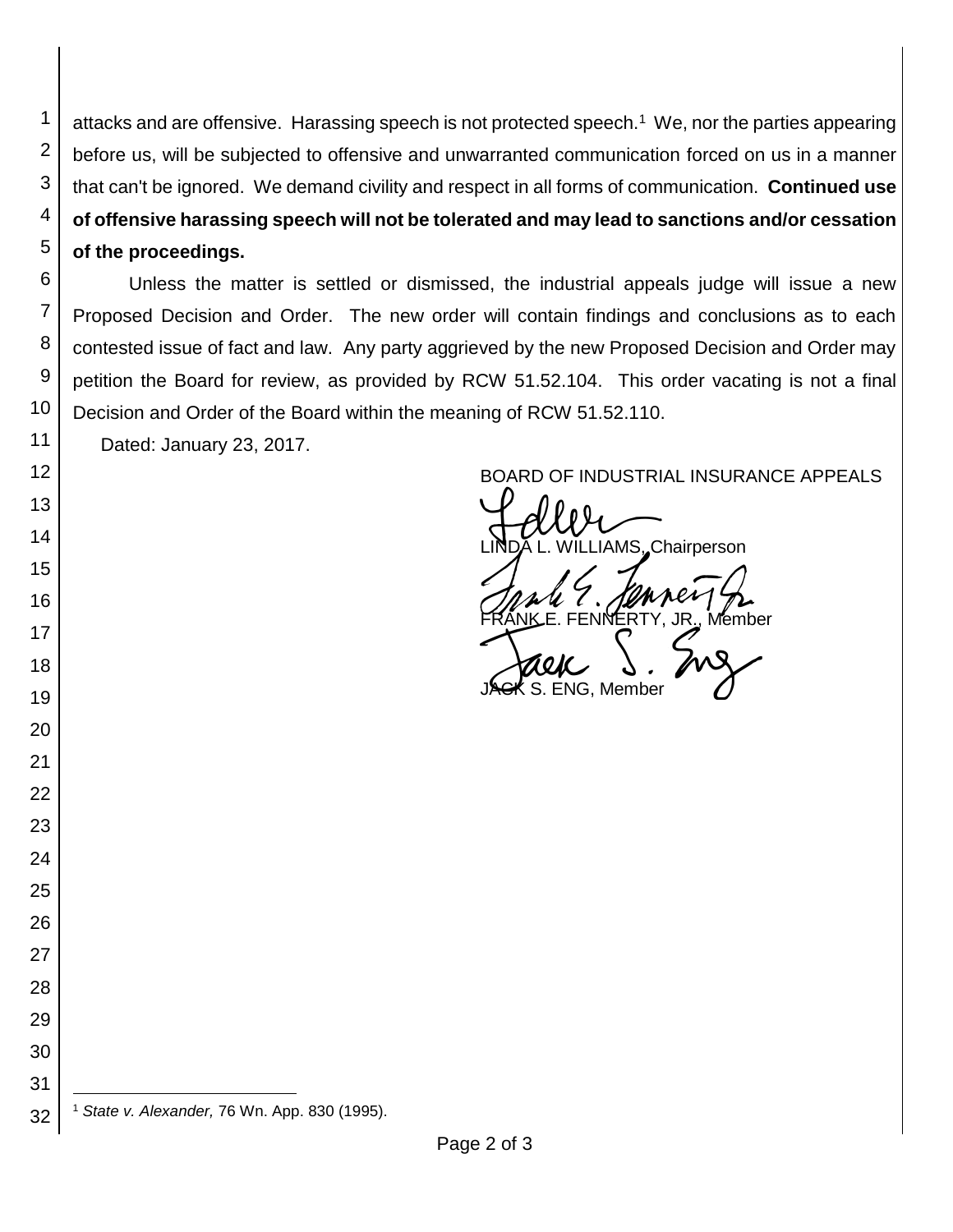attacks and are offensive. Harassing speech is not protected speech.[1] We, nor the parties appearing before us, will be subjected to offensive and unwarranted communication forced on us in a manner that can't be ignored. We demand civility and respect in all forms of communication. **Continued use of offensive harassing speech will not be tolerated and may lead to sanctions and/or cessation of the proceedings.**

Unless the matter is settled or dismissed, the industrial appeals judge will issue a new Proposed Decision and Order. The new order will contain findings and conclusions as to each contested issue of fact and law. Any party aggrieved by the new Proposed Decision and Order may petition the Board for review, as provided by RCW 51.52.104. This order vacating is not a final Decision and Order of the Board within the meaning of RCW 51.52.110.

Dated: January 23, 2017.

BOARD OF INDUSTRIAL INSURANCE APPEALS

LINDA L. WILLIAMS, Chairperson

FRANK E. FENNERTY, JR., Member

JACK S. ENG, Member

---

[1] *State v. Alexander,* 76 Wn. App. 830 (1995).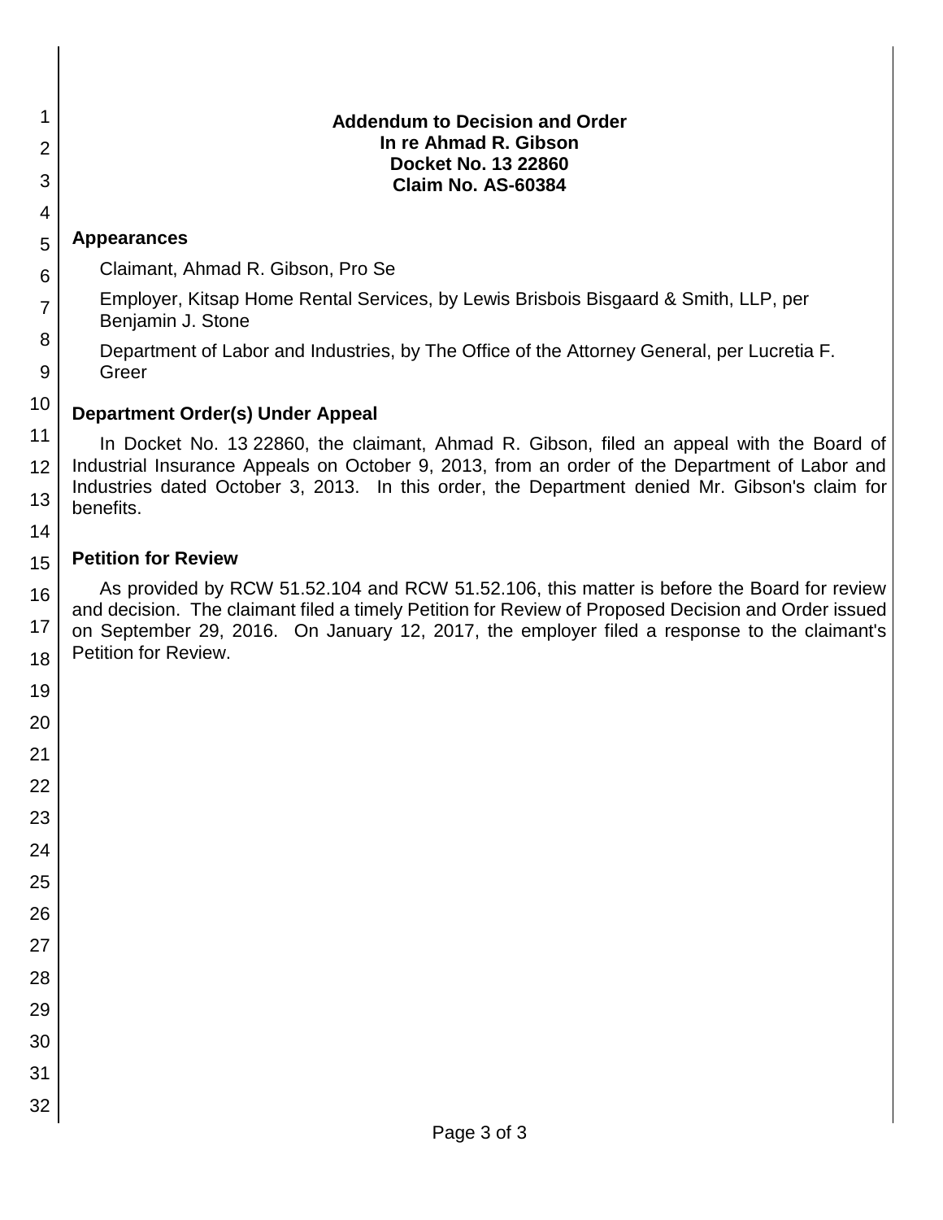**Addendum to Decision and Order**
**In re Ahmad R. Gibson**
**Docket No. 13 22860**
**Claim No. AS-60384**

## Appearances

Claimant, Ahmad R. Gibson, Pro Se

Employer, Kitsap Home Rental Services, by Lewis Brisbois Bisgaard & Smith, LLP, per Benjamin J. Stone

Department of Labor and Industries, by The Office of the Attorney General, per Lucretia F. Greer

## Department Order(s) Under Appeal

In Docket No. 13 22860, the claimant, Ahmad R. Gibson, filed an appeal with the Board of Industrial Insurance Appeals on October 9, 2013, from an order of the Department of Labor and Industries dated October 3, 2013. In this order, the Department denied Mr. Gibson's claim for benefits.

## Petition for Review

As provided by RCW 51.52.104 and RCW 51.52.106, this matter is before the Board for review and decision. The claimant filed a timely Petition for Review of Proposed Decision and Order issued on September 29, 2016. On January 12, 2017, the employer filed a response to the claimant's Petition for Review.